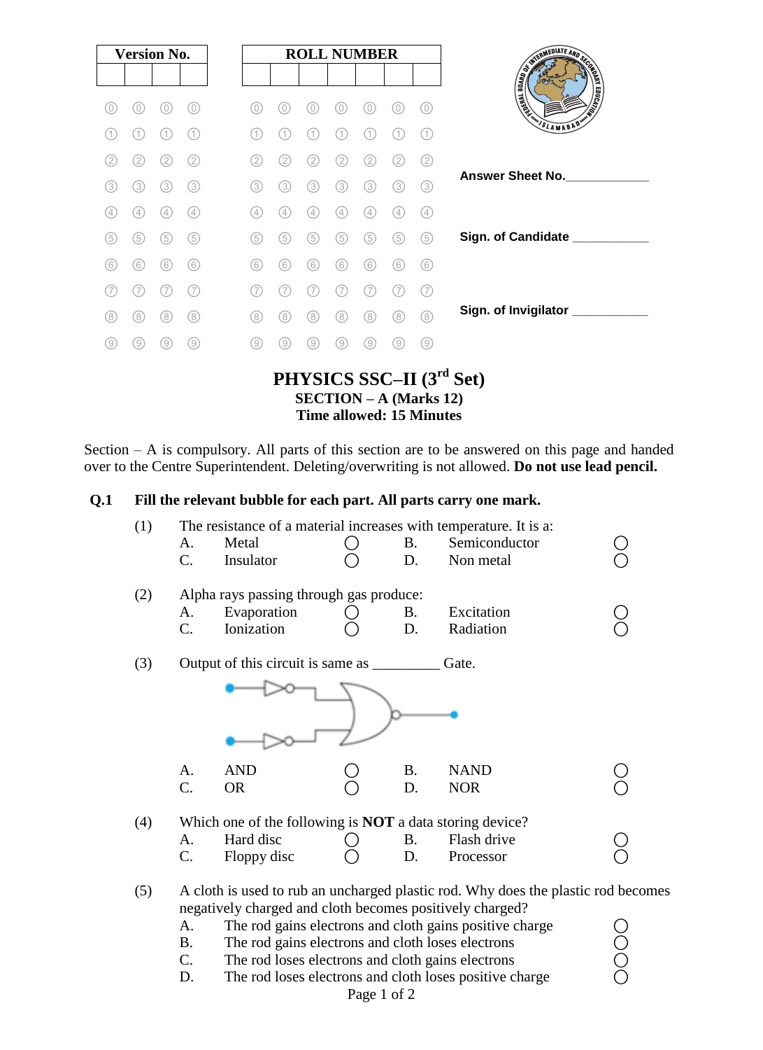| Version No. | | | |
|---|---|---|---|
| | | | |

| ROLL NUMBER | | | | | | |
|---|---|---|---|---|---|---|
| | | | | | | |

Answer Sheet No.____________

Sign. of Candidate ___________

Sign. of Invigilator ___________

# PHYSICS SSC–II (3rd Set)

## SECTION – A (Marks 12)

**Time allowed: 15 Minutes**

Section – A is compulsory. All parts of this section are to be answered on this page and handed over to the Centre Superintendent. Deleting/overwriting is not allowed. **Do not use lead pencil.**

**Q.1 Fill the relevant bubble for each part. All parts carry one mark.**

(1) The resistance of a material increases with temperature. It is a:

| | | | | | |
|---|---|---|---|---|---|
| A. | Metal | ◯ | B. | Semiconductor | ◯ |
| C. | Insulator | ◯ | D. | Non metal | ◯ |

(2) Alpha rays passing through gas produce:

| | | | | | |
|---|---|---|---|---|---|
| A. | Evaporation | ◯ | B. | Excitation | ◯ |
| C. | Ionization | ◯ | D. | Radiation | ◯ |

(3) Output of this circuit is same as _________ Gate.

| | | | | | |
|---|---|---|---|---|---|
| A. | AND | ◯ | B. | NAND | ◯ |
| C. | OR | ◯ | D. | NOR | ◯ |

(4) Which one of the following is **NOT** a data storing device?

| | | | | | |
|---|---|---|---|---|---|
| A. | Hard disc | ◯ | B. | Flash drive | ◯ |
| C. | Floppy disc | ◯ | D. | Processor | ◯ |

(5) A cloth is used to rub an uncharged plastic rod. Why does the plastic rod becomes negatively charged and cloth becomes positively charged?

A. The rod gains electrons and cloth gains positive charge ◯
B. The rod gains electrons and cloth loses electrons ◯
C. The rod loses electrons and cloth gains electrons ◯
D. The rod loses electrons and cloth loses positive charge ◯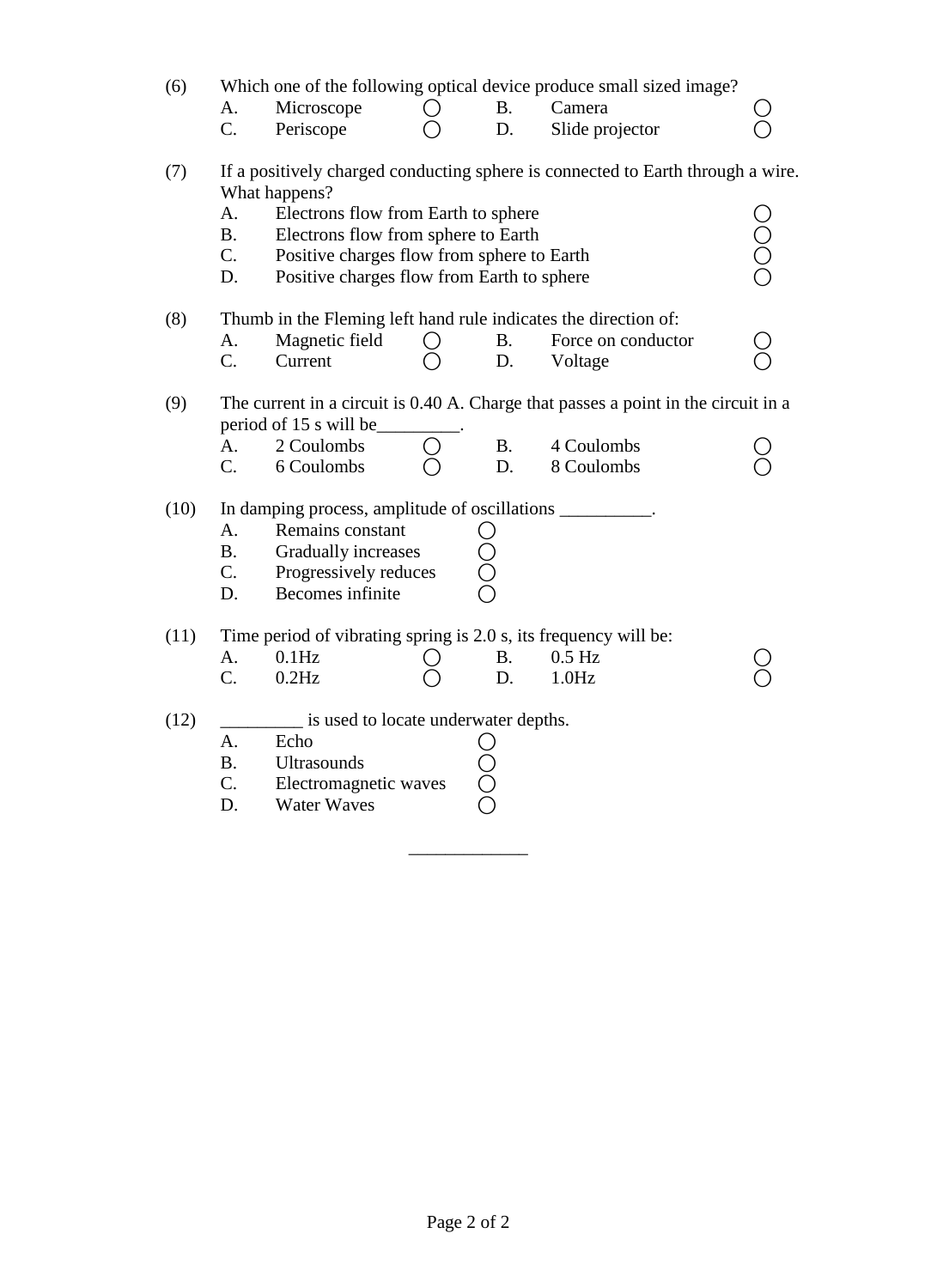(6) Which one of the following optical device produce small sized image?

A. Microscope ◯ B. Camera ◯
C. Periscope ◯ D. Slide projector ◯

(7) If a positively charged conducting sphere is connected to Earth through a wire. What happens?

A. Electrons flow from Earth to sphere ◯
B. Electrons flow from sphere to Earth ◯
C. Positive charges flow from sphere to Earth ◯
D. Positive charges flow from Earth to sphere ◯

(8) Thumb in the Fleming left hand rule indicates the direction of:

A. Magnetic field ◯ B. Force on conductor ◯
C. Current ◯ D. Voltage ◯

(9) The current in a circuit is 0.40 A. Charge that passes a point in the circuit in a period of 15 s will be_________.

A. 2 Coulombs ◯ B. 4 Coulombs ◯
C. 6 Coulombs ◯ D. 8 Coulombs ◯

(10) In damping process, amplitude of oscillations __________.

A. Remains constant ◯
B. Gradually increases ◯
C. Progressively reduces ◯
D. Becomes infinite ◯

(11) Time period of vibrating spring is 2.0 s, its frequency will be:

A. 0.1Hz ◯ B. 0.5 Hz ◯
C. 0.2Hz ◯ D. 1.0Hz ◯

(12) _________ is used to locate underwater depths.

A. Echo ◯
B. Ultrasounds ◯
C. Electromagnetic waves ◯
D. Water Waves ◯

_____________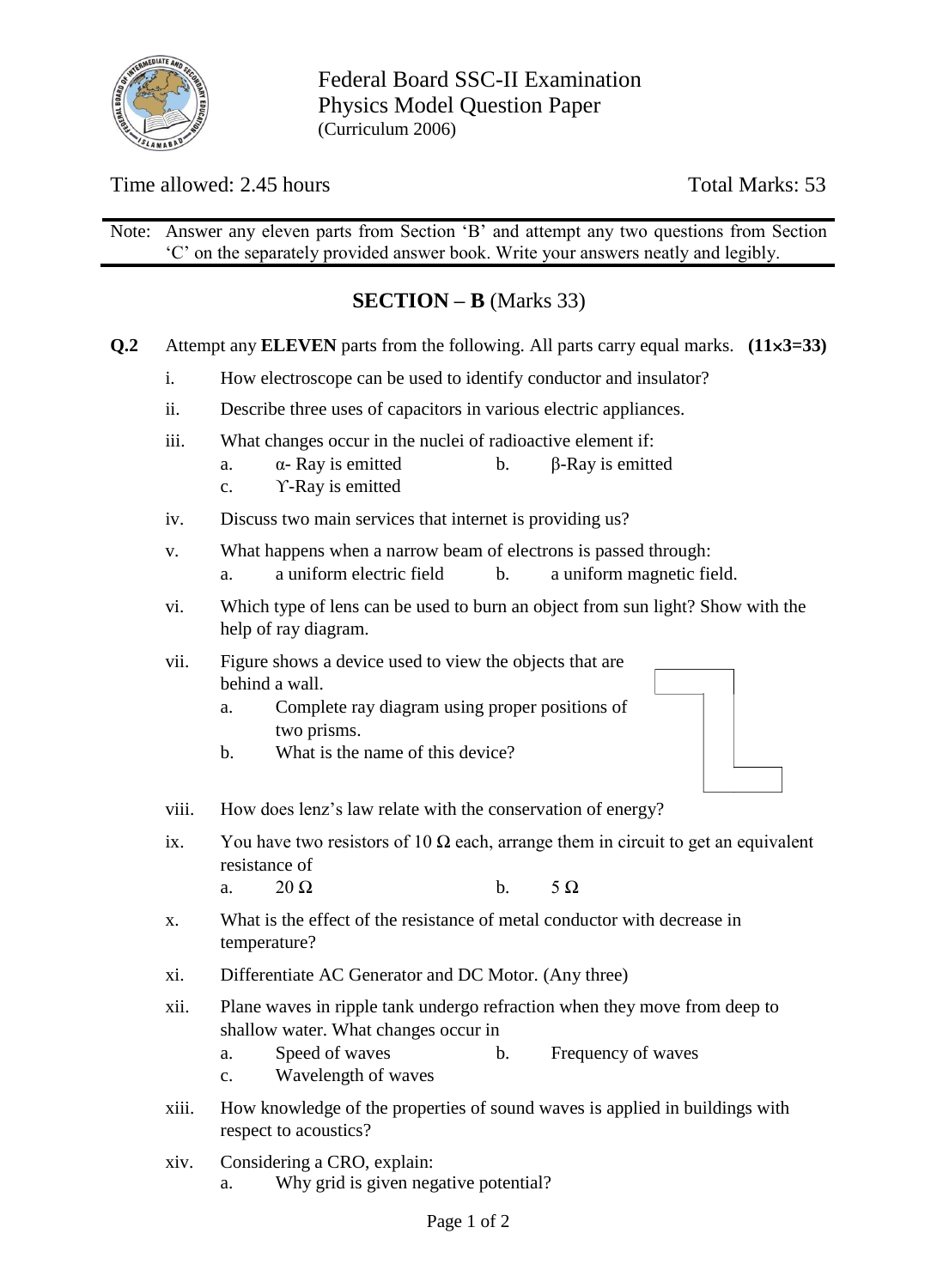Federal Board SSC-II Examination
Physics Model Question Paper
(Curriculum 2006)

Time allowed: 2.45 hours | Total Marks: 53

Note: Answer any eleven parts from Section 'B' and attempt any two questions from Section 'C' on the separately provided answer book. Write your answers neatly and legibly.

## SECTION – B (Marks 33)

**Q.2** Attempt any **ELEVEN** parts from the following. All parts carry equal marks. **(11×3=33)**

i. How electroscope can be used to identify conductor and insulator?

ii. Describe three uses of capacitors in various electric appliances.

iii. What changes occur in the nuclei of radioactive element if:
   a. α- Ray is emitted
   b. β-Ray is emitted
   c. ϒ-Ray is emitted

iv. Discuss two main services that internet is providing us?

v. What happens when a narrow beam of electrons is passed through:
   a. a uniform electric field
   b. a uniform magnetic field.

vi. Which type of lens can be used to burn an object from sun light? Show with the help of ray diagram.

vii. Figure shows a device used to view the objects that are behind a wall.
   a. Complete ray diagram using proper positions of two prisms.
   b. What is the name of this device?

viii. How does lenz's law relate with the conservation of energy?

ix. You have two resistors of 10 Ω each, arrange them in circuit to get an equivalent resistance of
   a. 20 Ω
   b. 5 Ω

x. What is the effect of the resistance of metal conductor with decrease in temperature?

xi. Differentiate AC Generator and DC Motor. (Any three)

xii. Plane waves in ripple tank undergo refraction when they move from deep to shallow water. What changes occur in
   a. Speed of waves
   b. Frequency of waves
   c. Wavelength of waves

xiii. How knowledge of the properties of sound waves is applied in buildings with respect to acoustics?

xiv. Considering a CRO, explain:
   a. Why grid is given negative potential?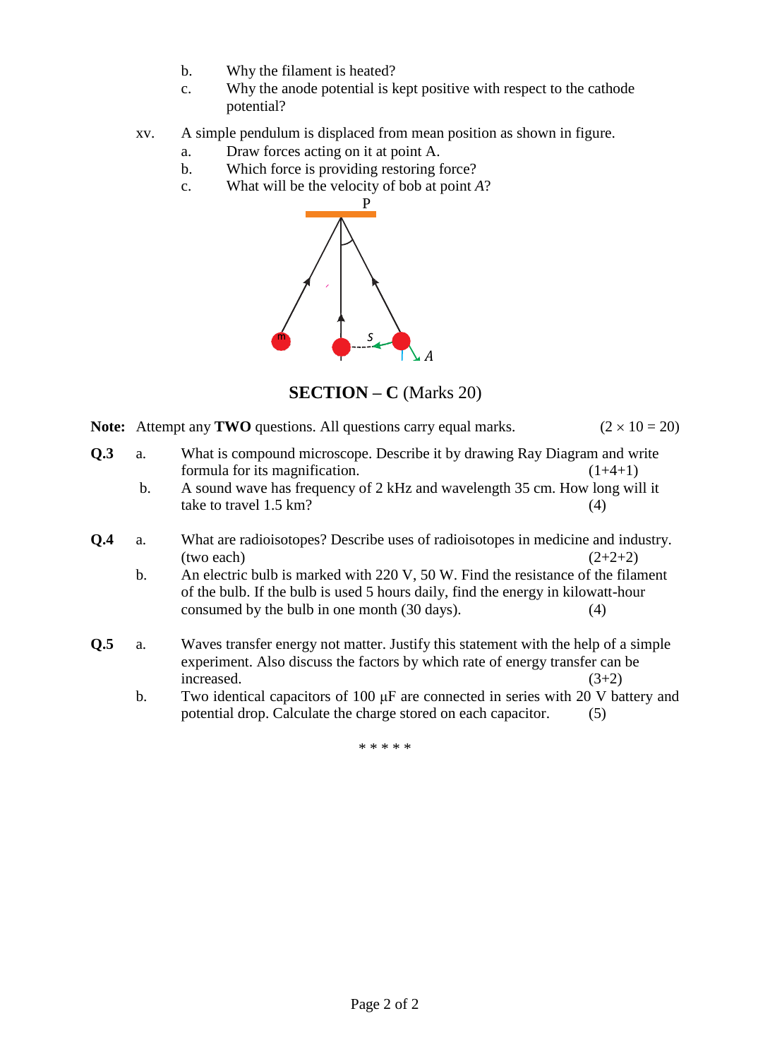b. Why the filament is heated?

c. Why the anode potential is kept positive with respect to the cathode potential?

xv. A simple pendulum is displaced from mean position as shown in figure.

a. Draw forces acting on it at point A.

b. Which force is providing restoring force?

c. What will be the velocity of bob at point *A*?

## SECTION – C (Marks 20)

**Note:** Attempt any **TWO** questions. All questions carry equal marks. $(2 \times 10 = 20)$

**Q.3** a. What is compound microscope. Describe it by drawing Ray Diagram and write formula for its magnification. (1+4+1)

b. A sound wave has frequency of 2 kHz and wavelength 35 cm. How long will it take to travel 1.5 km? (4)

**Q.4** a. What are radioisotopes? Describe uses of radioisotopes in medicine and industry. (two each) (2+2+2)

b. An electric bulb is marked with 220 V, 50 W. Find the resistance of the filament of the bulb. If the bulb is used 5 hours daily, find the energy in kilowatt-hour consumed by the bulb in one month (30 days). (4)

**Q.5** a. Waves transfer energy not matter. Justify this statement with the help of a simple experiment. Also discuss the factors by which rate of energy transfer can be increased. (3+2)

b. Two identical capacitors of 100 μF are connected in series with 20 V battery and potential drop. Calculate the charge stored on each capacitor. (5)

\* \* \* \* \*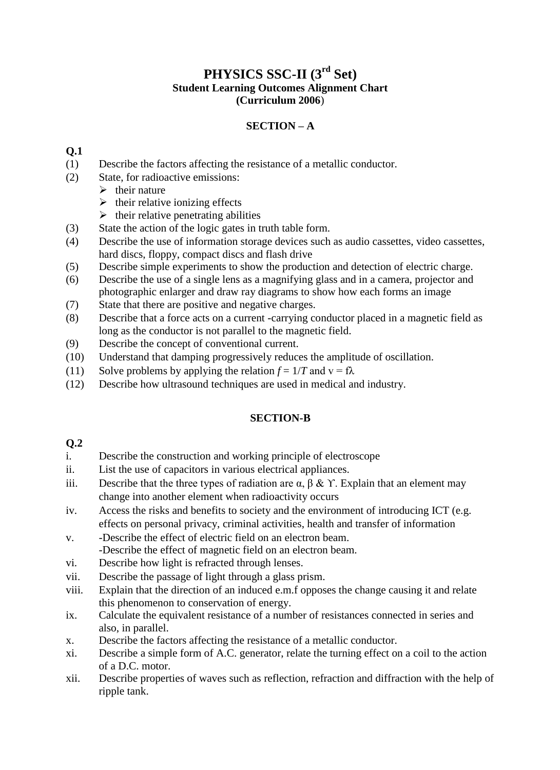# PHYSICS SSC-II (3rd Set)

**Student Learning Outcomes Alignment Chart**

**(Curriculum 2006)**

## SECTION – A

**Q.1**

(1) Describe the factors affecting the resistance of a metallic conductor.

(2) State, for radioactive emissions:
- their nature
- their relative ionizing effects
- their relative penetrating abilities

(3) State the action of the logic gates in truth table form.

(4) Describe the use of information storage devices such as audio cassettes, video cassettes, hard discs, floppy, compact discs and flash drive

(5) Describe simple experiments to show the production and detection of electric charge.

(6) Describe the use of a single lens as a magnifying glass and in a camera, projector and photographic enlarger and draw ray diagrams to show how each forms an image

(7) State that there are positive and negative charges.

(8) Describe that a force acts on a current -carrying conductor placed in a magnetic field as long as the conductor is not parallel to the magnetic field.

(9) Describe the concept of conventional current.

(10) Understand that damping progressively reduces the amplitude of oscillation.

(11) Solve problems by applying the relation $f = 1/T$ and $v = f\lambda$

(12) Describe how ultrasound techniques are used in medical and industry.

## SECTION-B

**Q.2**

i. Describe the construction and working principle of electroscope

ii. List the use of capacitors in various electrical appliances.

iii. Describe that the three types of radiation are α, β & ϒ. Explain that an element may change into another element when radioactivity occurs

iv. Access the risks and benefits to society and the environment of introducing ICT (e.g. effects on personal privacy, criminal activities, health and transfer of information

v. -Describe the effect of electric field on an electron beam.
   -Describe the effect of magnetic field on an electron beam.

vi. Describe how light is refracted through lenses.

vii. Describe the passage of light through a glass prism.

viii. Explain that the direction of an induced e.m.f opposes the change causing it and relate this phenomenon to conservation of energy.

ix. Calculate the equivalent resistance of a number of resistances connected in series and also, in parallel.

x. Describe the factors affecting the resistance of a metallic conductor.

xi. Describe a simple form of A.C. generator, relate the turning effect on a coil to the action of a D.C. motor.

xii. Describe properties of waves such as reflection, refraction and diffraction with the help of ripple tank.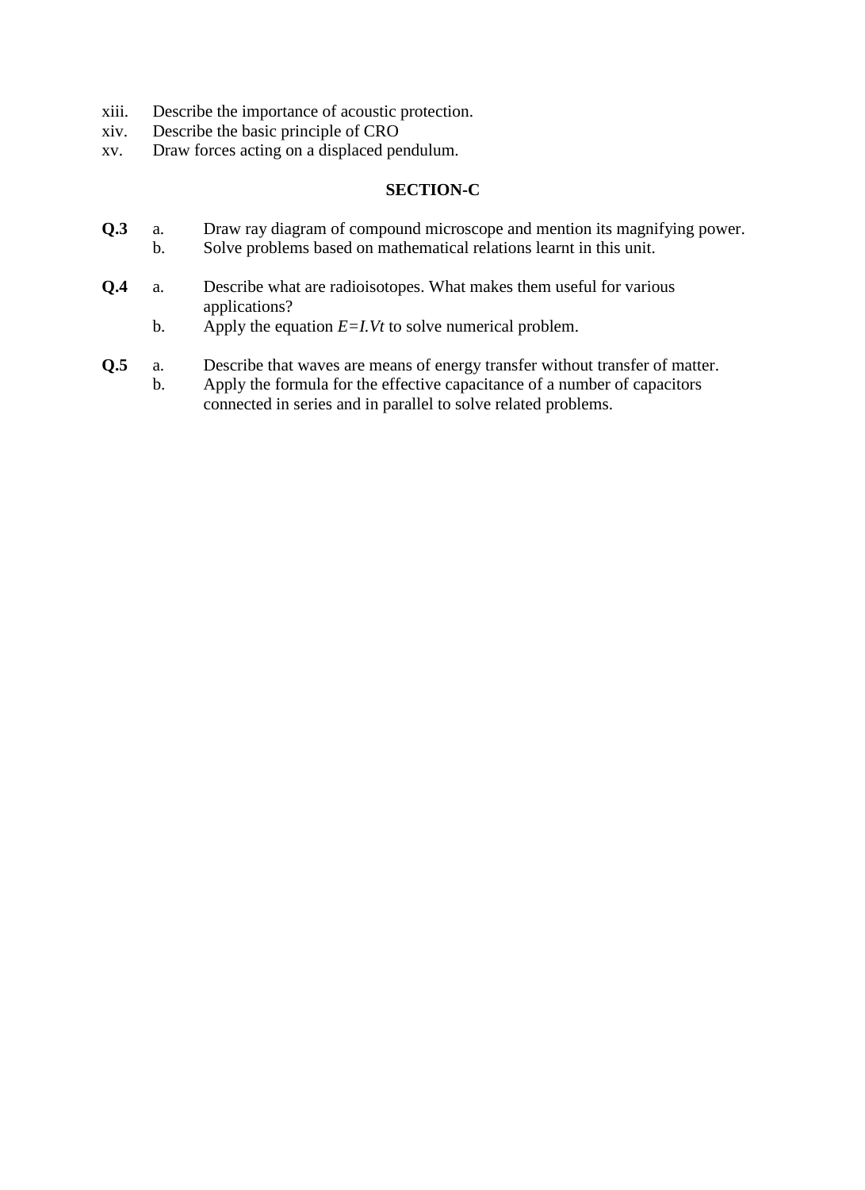xiii. Describe the importance of acoustic protection.
xiv. Describe the basic principle of CRO
xv. Draw forces acting on a displaced pendulum.

**SECTION-C**

**Q.3** a. Draw ray diagram of compound microscope and mention its magnifying power.
b. Solve problems based on mathematical relations learnt in this unit.

**Q.4** a. Describe what are radioisotopes. What makes them useful for various applications?
b. Apply the equation $E=I.Vt$ to solve numerical problem.

**Q.5** a. Describe that waves are means of energy transfer without transfer of matter.
b. Apply the formula for the effective capacitance of a number of capacitors connected in series and in parallel to solve related problems.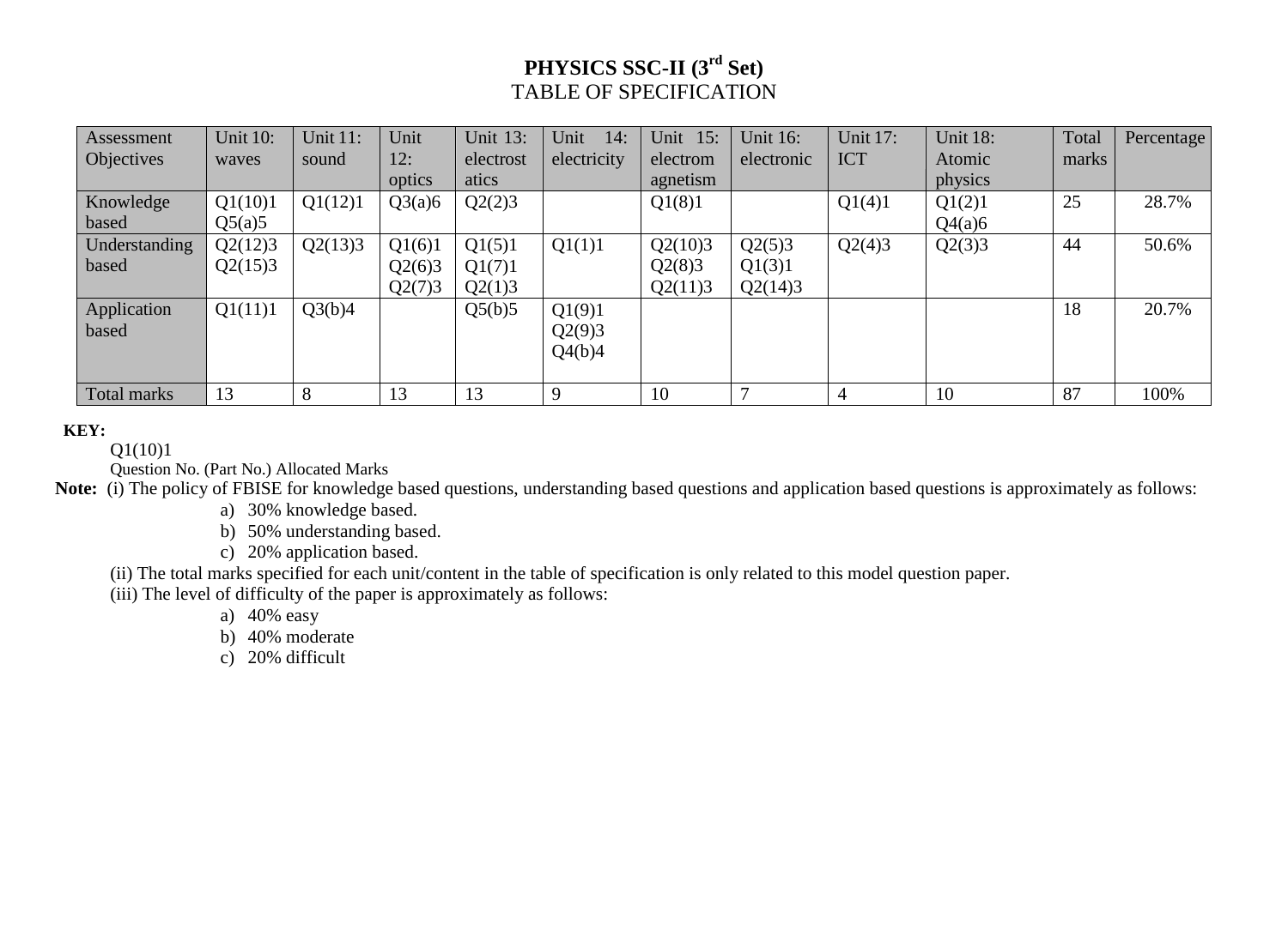# PHYSICS SSC-II (3rd Set)

TABLE OF SPECIFICATION

| Assessment Objectives | Unit 10: waves | Unit 11: sound | Unit 12: optics | Unit 13: electrostatics | Unit 14: electricity | Unit 15: electromagnetism | Unit 16: electronic | Unit 17: ICT | Unit 18: Atomic physics | Total marks | Percentage |
|---|---|---|---|---|---|---|---|---|---|---|---|
| Knowledge based | Q1(10)1<br>Q5(a)5 | Q1(12)1 | Q3(a)6 | Q2(2)3 | | Q1(8)1 | | Q1(4)1 | Q1(2)1<br>Q4(a)6 | 25 | 28.7% |
| Understanding based | Q2(12)3<br>Q2(15)3 | Q2(13)3 | Q1(6)1<br>Q2(6)3<br>Q2(7)3 | Q1(5)1<br>Q1(7)1<br>Q2(1)3 | Q1(1)1 | Q2(10)3<br>Q2(8)3<br>Q2(11)3 | Q2(5)3<br>Q1(3)1<br>Q2(14)3 | Q2(4)3 | Q2(3)3 | 44 | 50.6% |
| Application based | Q1(11)1 | Q3(b)4 | | Q5(b)5 | Q1(9)1<br>Q2(9)3<br>Q4(b)4 | | | | | 18 | 20.7% |
| Total marks | 13 | 8 | 13 | 13 | 9 | 10 | 7 | 4 | 10 | 87 | 100% |

**KEY:**

Q1(10)1

Question No. (Part No.) Allocated Marks

**Note:** (i) The policy of FBISE for knowledge based questions, understanding based questions and application based questions is approximately as follows:

a) 30% knowledge based.
b) 50% understanding based.
c) 20% application based.

(ii) The total marks specified for each unit/content in the table of specification is only related to this model question paper.

(iii) The level of difficulty of the paper is approximately as follows:

a) 40% easy
b) 40% moderate
c) 20% difficult